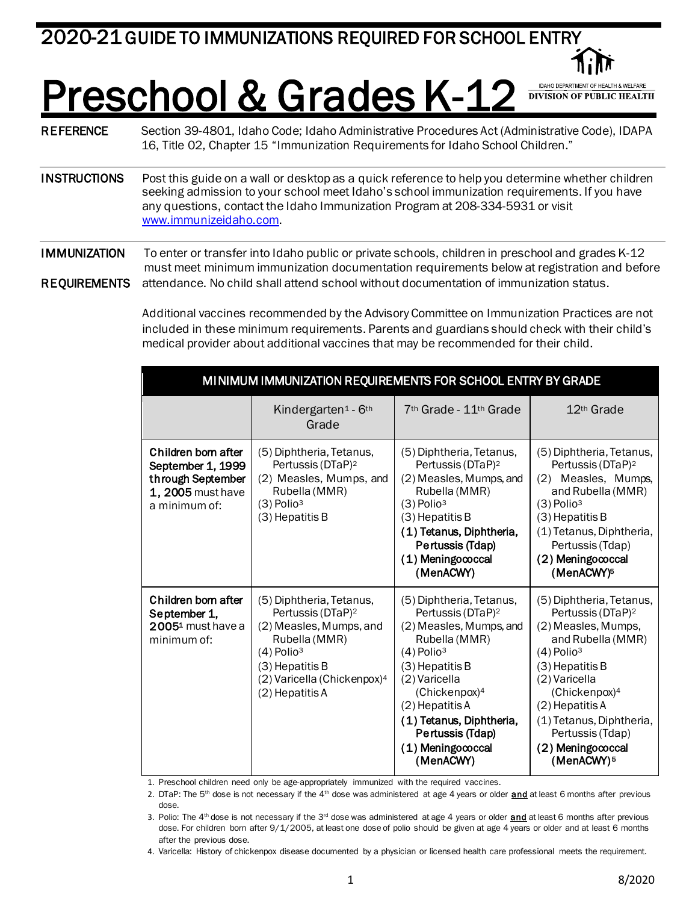2020-21 GUIDE TO IMMUNIZATIONS REQUIRED FOR SCHOOL ENTRY

# Preschool & Grades K-12

IDAHO DEPARTMENT OF HEALTH & WELFARE
DIVISION OF PUBLIC HEALTH

**REFERENCE** Section 39-4801, Idaho Code; Idaho Administrative Procedures Act (Administrative Code), IDAPA 16, Title 02, Chapter 15 "Immunization Requirements for Idaho School Children."

**INSTRUCTIONS** Post this guide on a wall or desktop as a quick reference to help you determine whether children seeking admission to your school meet Idaho's school immunization requirements. If you have any questions, contact the Idaho Immunization Program at 208-334-5931 or visit www.immunizeidaho.com.

**IMMUNIZATION REQUIREMENTS** To enter or transfer into Idaho public or private schools, children in preschool and grades K-12 must meet minimum immunization documentation requirements below at registration and before attendance. No child shall attend school without documentation of immunization status.

Additional vaccines recommended by the Advisory Committee on Immunization Practices are not included in these minimum requirements. Parents and guardians should check with their child's medical provider about additional vaccines that may be recommended for their child.

**MINIMUM IMMUNIZATION REQUIREMENTS FOR SCHOOL ENTRY BY GRADE**

| | Kindergarten[1] - 6th Grade | 7th Grade - 11th Grade | 12th Grade |
|---|---|---|---|
| **Children born after September 1, 1999 through September 1, 2005** must have a minimum of: | (5) Diphtheria, Tetanus, Pertussis (DTaP)[2]<br>(2) Measles, Mumps, and Rubella (MMR)<br>(3) Polio[3]<br>(3) Hepatitis B | (5) Diphtheria, Tetanus, Pertussis (DTaP)[2]<br>(2) Measles, Mumps, and Rubella (MMR)<br>(3) Polio[3]<br>(3) Hepatitis B<br>**(1) Tetanus, Diphtheria, Pertussis (Tdap)**<br>**(1) Meningococcal (MenACWY)** | (5) Diphtheria, Tetanus, Pertussis (DTaP)[2]<br>(2) Measles, Mumps, and Rubella (MMR)<br>(3) Polio[3]<br>(3) Hepatitis B<br>(1) Tetanus, Diphtheria, Pertussis (Tdap)<br>**(2) Meningococcal (MenACWY)[5]** |
| **Children born after September 1, 2005[1]** must have a minimum of: | (5) Diphtheria, Tetanus, Pertussis (DTaP)[2]<br>(2) Measles, Mumps, and Rubella (MMR)<br>(4) Polio[3]<br>(3) Hepatitis B<br>(2) Varicella (Chickenpox)[4]<br>(2) Hepatitis A | (5) Diphtheria, Tetanus, Pertussis (DTaP)[2]<br>(2) Measles, Mumps, and Rubella (MMR)<br>(4) Polio[3]<br>(3) Hepatitis B<br>(2) Varicella (Chickenpox)[4]<br>(2) Hepatitis A<br>**(1) Tetanus, Diphtheria, Pertussis (Tdap)**<br>**(1) Meningococcal (MenACWY)** | (5) Diphtheria, Tetanus, Pertussis (DTaP)[2]<br>(2) Measles, Mumps, and Rubella (MMR)<br>(4) Polio[3]<br>(3) Hepatitis B<br>(2) Varicella (Chickenpox)[4]<br>(2) Hepatitis A<br>(1) Tetanus, Diphtheria, Pertussis (Tdap)<br>**(2) Meningococcal (MenACWY)[5]** |

1. Preschool children need only be age-appropriately immunized with the required vaccines.
2. DTaP: The 5th dose is not necessary if the 4th dose was administered at age 4 years or older **and** at least 6 months after previous dose.
3. Polio: The 4th dose is not necessary if the 3rd dose was administered at age 4 years or older **and** at least 6 months after previous dose. For children born after 9/1/2005, at least one dose of polio should be given at age 4 years or older and at least 6 months after the previous dose.
4. Varicella: History of chickenpox disease documented by a physician or licensed health care professional meets the requirement.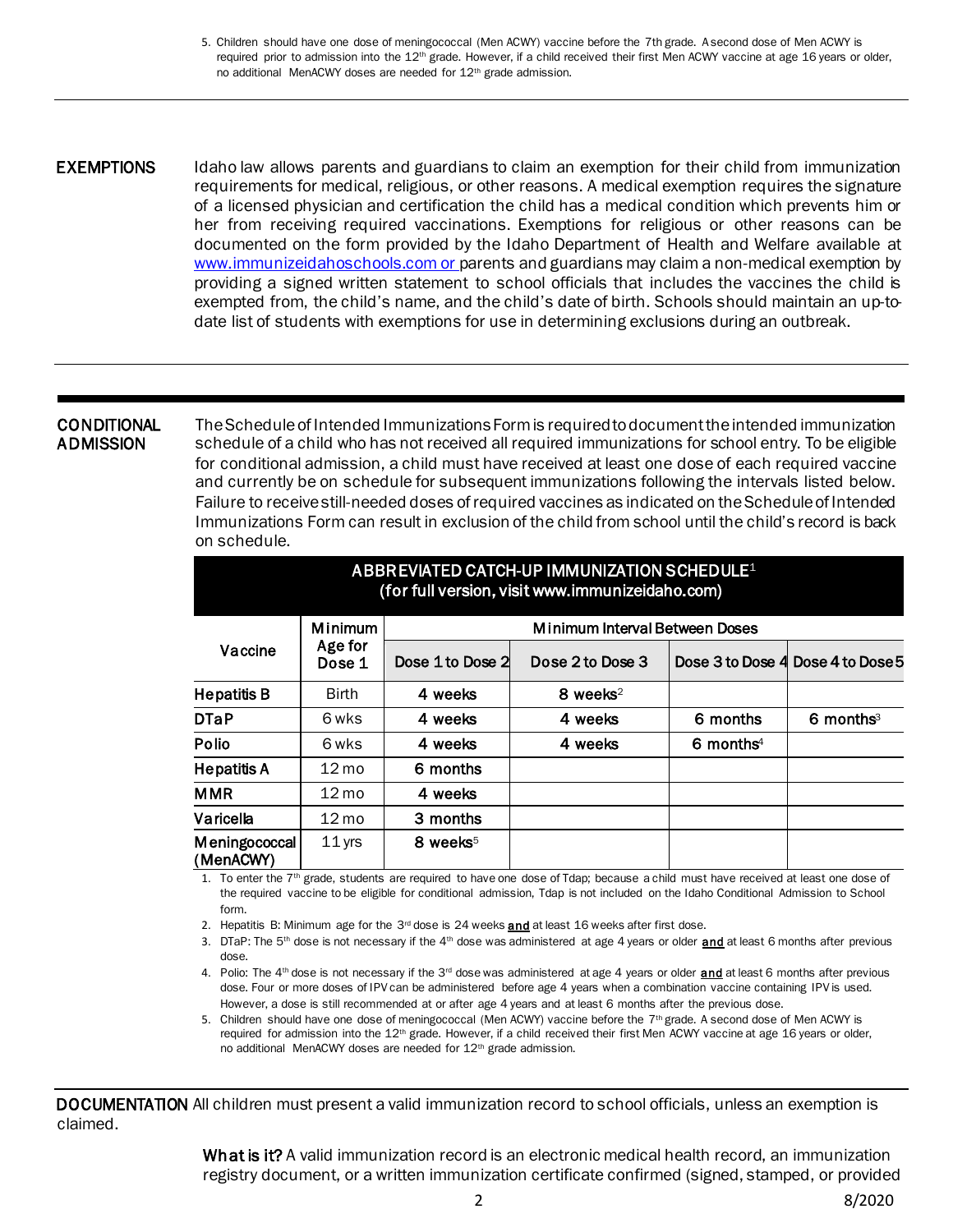5. Children should have one dose of meningococcal (Men ACWY) vaccine before the 7th grade. A second dose of Men ACWY is required prior to admission into the 12th grade. However, if a child received their first Men ACWY vaccine at age 16 years or older, no additional MenACWY doses are needed for 12th grade admission.

---

**EXEMPTIONS** Idaho law allows parents and guardians to claim an exemption for their child from immunization requirements for medical, religious, or other reasons. A medical exemption requires the signature of a licensed physician and certification the child has a medical condition which prevents him or her from receiving required vaccinations. Exemptions for religious or other reasons can be documented on the form provided by the Idaho Department of Health and Welfare available at www.immunizeidahoschools.com or parents and guardians may claim a non-medical exemption by providing a signed written statement to school officials that includes the vaccines the child is exempted from, the child's name, and the child's date of birth. Schools should maintain an up-to-date list of students with exemptions for use in determining exclusions during an outbreak.

---

**CONDITIONAL ADMISSION** The Schedule of Intended Immunizations Form is required to document the intended immunization schedule of a child who has not received all required immunizations for school entry. To be eligible for conditional admission, a child must have received at least one dose of each required vaccine and currently be on schedule for subsequent immunizations following the intervals listed below. Failure to receive still-needed doses of required vaccines as indicated on the Schedule of Intended Immunizations Form can result in exclusion of the child from school until the child's record is back on schedule.

**ABBREVIATED CATCH-UP IMMUNIZATION SCHEDULE[1]**
(for full version, visit www.immunizeidaho.com)

| Vaccine | Minimum Age for Dose 1 | Minimum Interval Between Doses | | | |
|---|---|---|---|---|---|
| | | Dose 1 to Dose 2 | Dose 2 to Dose 3 | Dose 3 to Dose 4 | Dose 4 to Dose 5 |
| **Hepatitis B** | Birth | 4 weeks | 8 weeks[2] | | |
| **DTaP** | 6 wks | 4 weeks | 4 weeks | 6 months | 6 months[3] |
| **Polio** | 6 wks | 4 weeks | 4 weeks | 6 months[4] | |
| **Hepatitis A** | 12 mo | 6 months | | | |
| **MMR** | 12 mo | 4 weeks | | | |
| **Varicella** | 12 mo | 3 months | | | |
| **Meningococcal (MenACWY)** | 11 yrs | 8 weeks[5] | | | |

1. To enter the 7th grade, students are required to have one dose of Tdap; because a child must have received at least one dose of the required vaccine to be eligible for conditional admission, Tdap is not included on the Idaho Conditional Admission to School form.
2. Hepatitis B: Minimum age for the 3rd dose is 24 weeks **and** at least 16 weeks after first dose.
3. DTaP: The 5th dose is not necessary if the 4th dose was administered at age 4 years or older **and** at least 6 months after previous dose.
4. Polio: The 4th dose is not necessary if the 3rd dose was administered at age 4 years or older **and** at least 6 months after previous dose. Four or more doses of IPV can be administered before age 4 years when a combination vaccine containing IPV is used. However, a dose is still recommended at or after age 4 years and at least 6 months after the previous dose.
5. Children should have one dose of meningococcal (Men ACWY) vaccine before the 7th grade. A second dose of Men ACWY is required for admission into the 12th grade. However, if a child received their first Men ACWY vaccine at age 16 years or older, no additional MenACWY doses are needed for 12th grade admission.

---

**DOCUMENTATION** All children must present a valid immunization record to school officials, unless an exemption is claimed.

**What is it?** A valid immunization record is an electronic medical health record, an immunization registry document, or a written immunization certificate confirmed (signed, stamped, or provided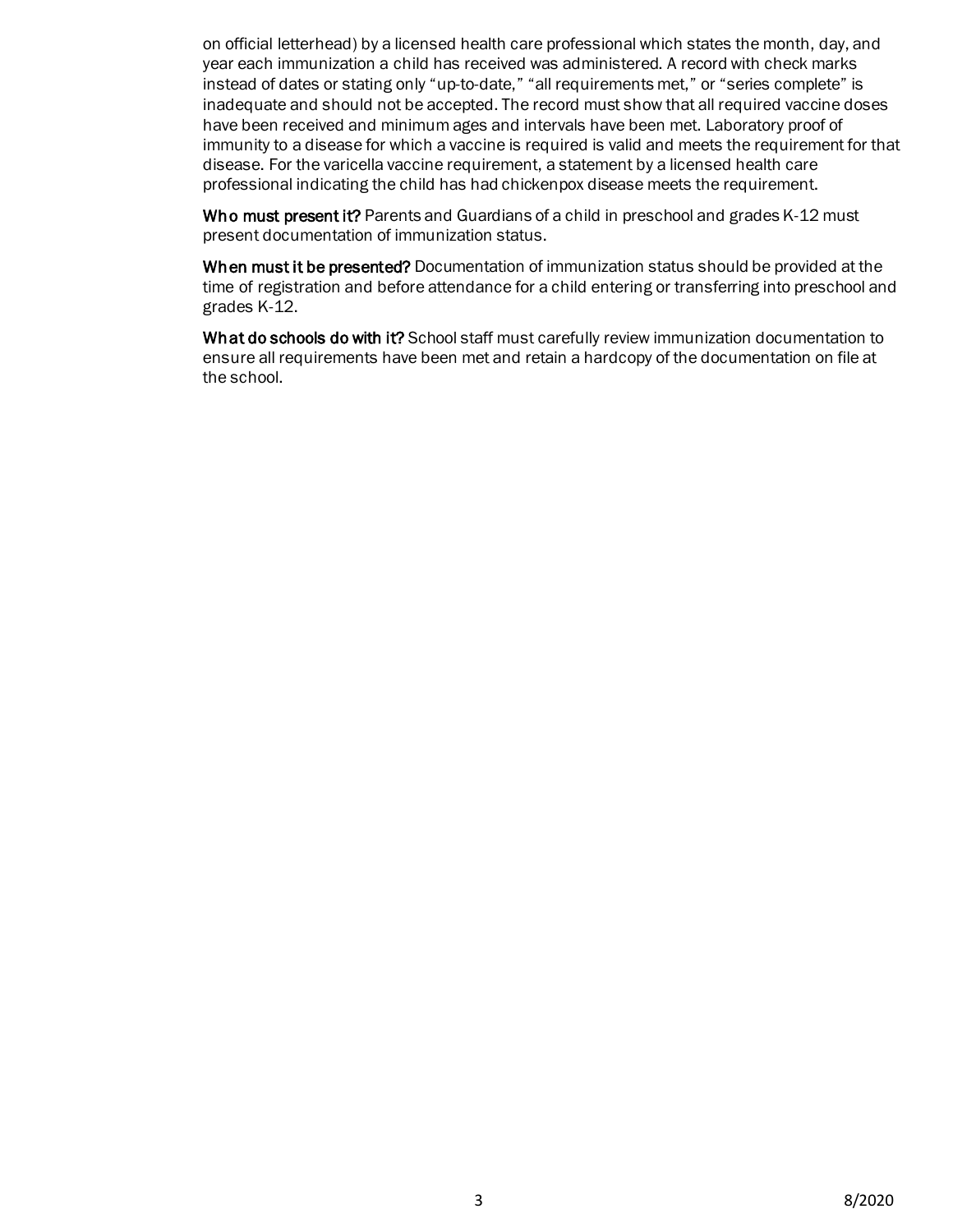on official letterhead) by a licensed health care professional which states the month, day, and year each immunization a child has received was administered. A record with check marks instead of dates or stating only "up-to-date," "all requirements met," or "series complete" is inadequate and should not be accepted. The record must show that all required vaccine doses have been received and minimum ages and intervals have been met. Laboratory proof of immunity to a disease for which a vaccine is required is valid and meets the requirement for that disease. For the varicella vaccine requirement, a statement by a licensed health care professional indicating the child has had chickenpox disease meets the requirement.

**Who must present it?** Parents and Guardians of a child in preschool and grades K-12 must present documentation of immunization status.

**When must it be presented?** Documentation of immunization status should be provided at the time of registration and before attendance for a child entering or transferring into preschool and grades K-12.

**What do schools do with it?** School staff must carefully review immunization documentation to ensure all requirements have been met and retain a hardcopy of the documentation on file at the school.